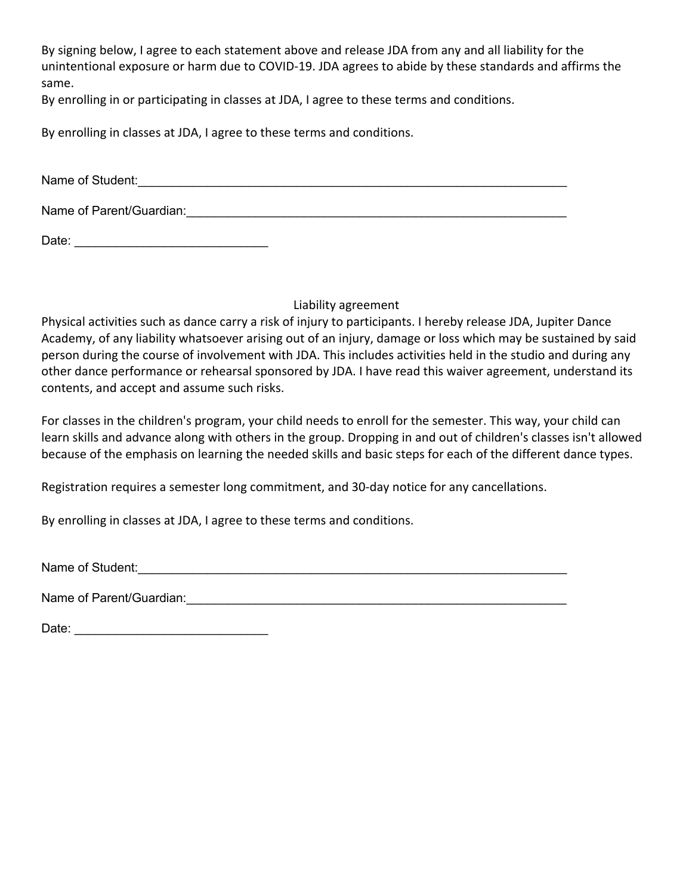By signing below, I agree to each statement above and release JDA from any and all liability for the unintentional exposure or harm due to COVID-19. JDA agrees to abide by these standards and affirms the same.
By enrolling in or participating in classes at JDA, I agree to these terms and conditions.

By enrolling in classes at JDA, I agree to these terms and conditions.

Name of Student:_________________________________________________________________

Name of Parent/Guardian:__________________________________________________________

Date: ___________________________

Liability agreement

Physical activities such as dance carry a risk of injury to participants. I hereby release JDA, Jupiter Dance Academy, of any liability whatsoever arising out of an injury, damage or loss which may be sustained by said person during the course of involvement with JDA. This includes activities held in the studio and during any other dance performance or rehearsal sponsored by JDA. I have read this waiver agreement, understand its contents, and accept and assume such risks.

For classes in the children's program, your child needs to enroll for the semester. This way, your child can learn skills and advance along with others in the group. Dropping in and out of children's classes isn't allowed because of the emphasis on learning the needed skills and basic steps for each of the different dance types.

Registration requires a semester long commitment, and 30-day notice for any cancellations.

By enrolling in classes at JDA, I agree to these terms and conditions.

Name of Student:_________________________________________________________________

Name of Parent/Guardian:__________________________________________________________

Date: ___________________________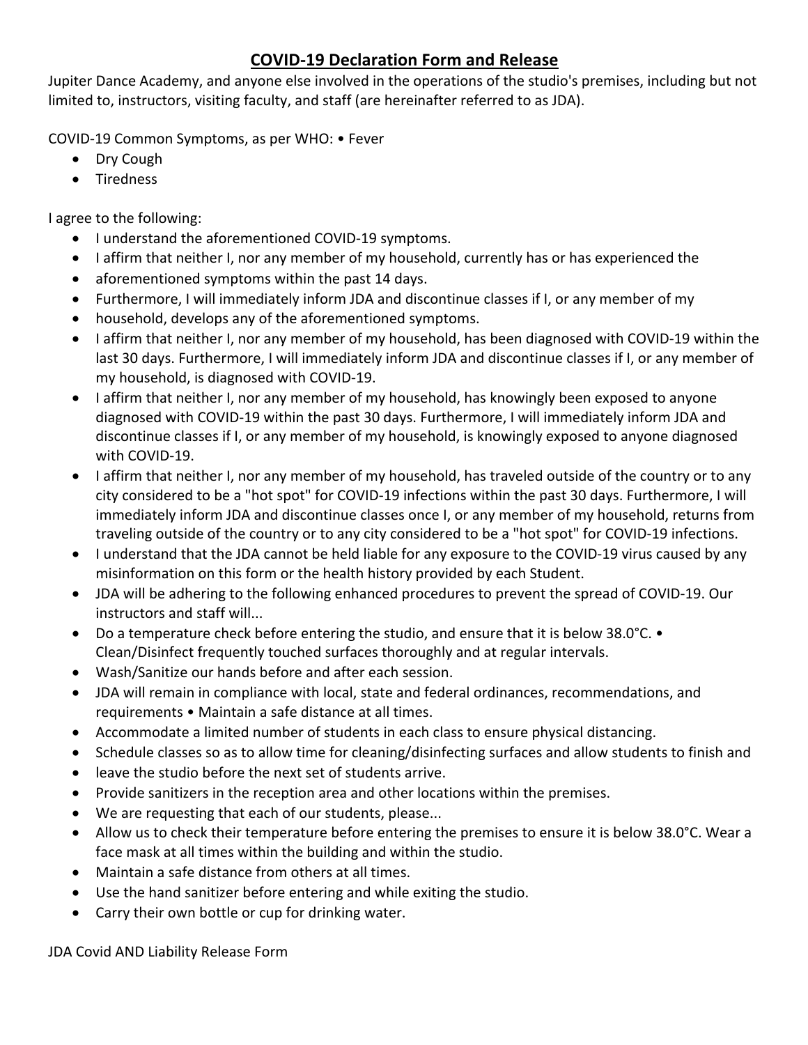## COVID-19 Declaration Form and Release

Jupiter Dance Academy, and anyone else involved in the operations of the studio's premises, including but not limited to, instructors, visiting faculty, and staff (are hereinafter referred to as JDA).

COVID-19 Common Symptoms, as per WHO: • Fever

- Dry Cough
- Tiredness

I agree to the following:

- I understand the aforementioned COVID-19 symptoms.
- I affirm that neither I, nor any member of my household, currently has or has experienced the
- aforementioned symptoms within the past 14 days.
- Furthermore, I will immediately inform JDA and discontinue classes if I, or any member of my
- household, develops any of the aforementioned symptoms.
- I affirm that neither I, nor any member of my household, has been diagnosed with COVID-19 within the last 30 days. Furthermore, I will immediately inform JDA and discontinue classes if I, or any member of my household, is diagnosed with COVID-19.
- I affirm that neither I, nor any member of my household, has knowingly been exposed to anyone diagnosed with COVID-19 within the past 30 days. Furthermore, I will immediately inform JDA and discontinue classes if I, or any member of my household, is knowingly exposed to anyone diagnosed with COVID-19.
- I affirm that neither I, nor any member of my household, has traveled outside of the country or to any city considered to be a "hot spot" for COVID-19 infections within the past 30 days. Furthermore, I will immediately inform JDA and discontinue classes once I, or any member of my household, returns from traveling outside of the country or to any city considered to be a "hot spot" for COVID-19 infections.
- I understand that the JDA cannot be held liable for any exposure to the COVID-19 virus caused by any misinformation on this form or the health history provided by each Student.
- JDA will be adhering to the following enhanced procedures to prevent the spread of COVID-19. Our instructors and staff will...
- Do a temperature check before entering the studio, and ensure that it is below 38.0°C. • Clean/Disinfect frequently touched surfaces thoroughly and at regular intervals.
- Wash/Sanitize our hands before and after each session.
- JDA will remain in compliance with local, state and federal ordinances, recommendations, and requirements • Maintain a safe distance at all times.
- Accommodate a limited number of students in each class to ensure physical distancing.
- Schedule classes so as to allow time for cleaning/disinfecting surfaces and allow students to finish and
- leave the studio before the next set of students arrive.
- Provide sanitizers in the reception area and other locations within the premises.
- We are requesting that each of our students, please...
- Allow us to check their temperature before entering the premises to ensure it is below 38.0°C. Wear a face mask at all times within the building and within the studio.
- Maintain a safe distance from others at all times.
- Use the hand sanitizer before entering and while exiting the studio.
- Carry their own bottle or cup for drinking water.

JDA Covid AND Liability Release Form